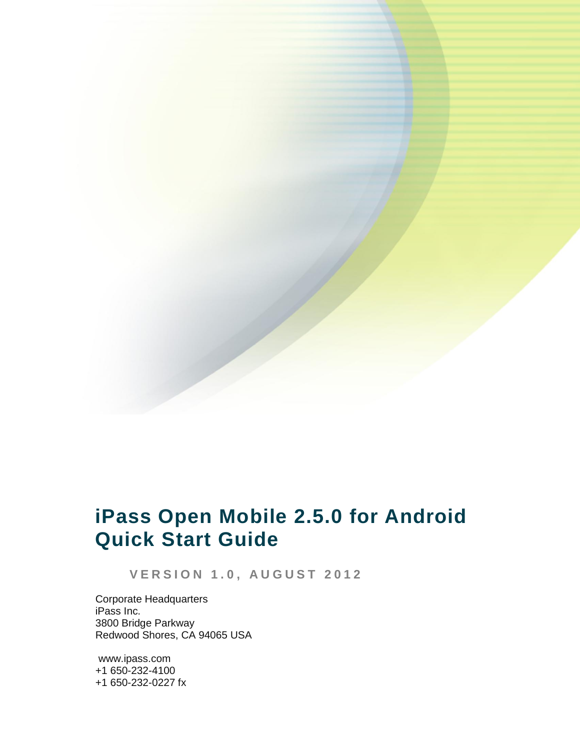# iPass Open Mobile 2.5.0 for Android Quick Start Guide

**VERSION 1.0, AUGUST 2012**

Corporate Headquarters
iPass Inc.
3800 Bridge Parkway
Redwood Shores, CA 94065 USA

www.ipass.com
+1 650-232-4100
+1 650-232-0227 fx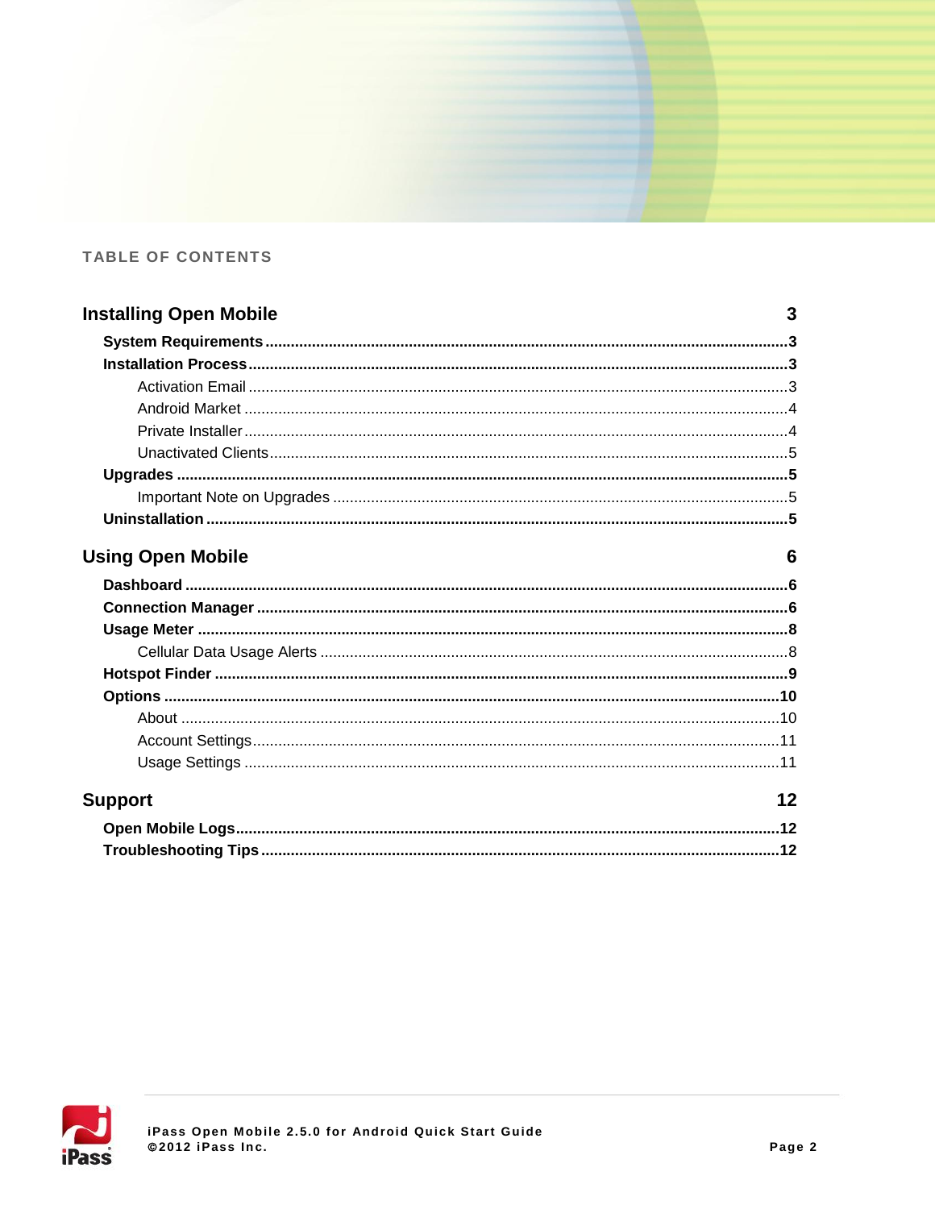TABLE OF CONTENTS

**Installing Open Mobile** 3

- **System Requirements** ... 3
- **Installation Process** ... 3
  - Activation Email ... 3
  - Android Market ... 4
  - Private Installer ... 4
  - Unactivated Clients ... 5
- **Upgrades** ... 5
  - Important Note on Upgrades ... 5
- **Uninstallation** ... 5

**Using Open Mobile** 6

- **Dashboard** ... 6
- **Connection Manager** ... 6
- **Usage Meter** ... 8
  - Cellular Data Usage Alerts ... 8
- **Hotspot Finder** ... 9
- **Options** ... 10
  - About ... 10
  - Account Settings ... 11
  - Usage Settings ... 11

**Support** 12

- **Open Mobile Logs** ... 12
- **Troubleshooting Tips** ... 12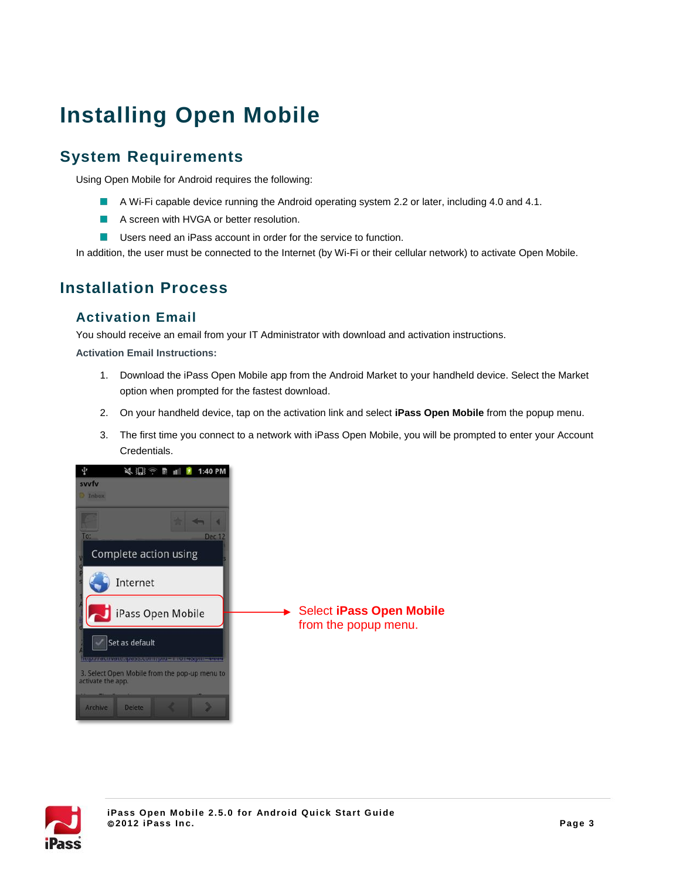# Installing Open Mobile

## System Requirements

Using Open Mobile for Android requires the following:

- A Wi-Fi capable device running the Android operating system 2.2 or later, including 4.0 and 4.1.
- A screen with HVGA or better resolution.
- Users need an iPass account in order for the service to function.

In addition, the user must be connected to the Internet (by Wi-Fi or their cellular network) to activate Open Mobile.

## Installation Process

### Activation Email

You should receive an email from your IT Administrator with download and activation instructions.

**Activation Email Instructions:**

1. Download the iPass Open Mobile app from the Android Market to your handheld device. Select the Market option when prompted for the fastest download.
2. On your handheld device, tap on the activation link and select **iPass Open Mobile** from the popup menu.
3. The first time you connect to a network with iPass Open Mobile, you will be prompted to enter your Account Credentials.

Select **iPass Open Mobile** from the popup menu.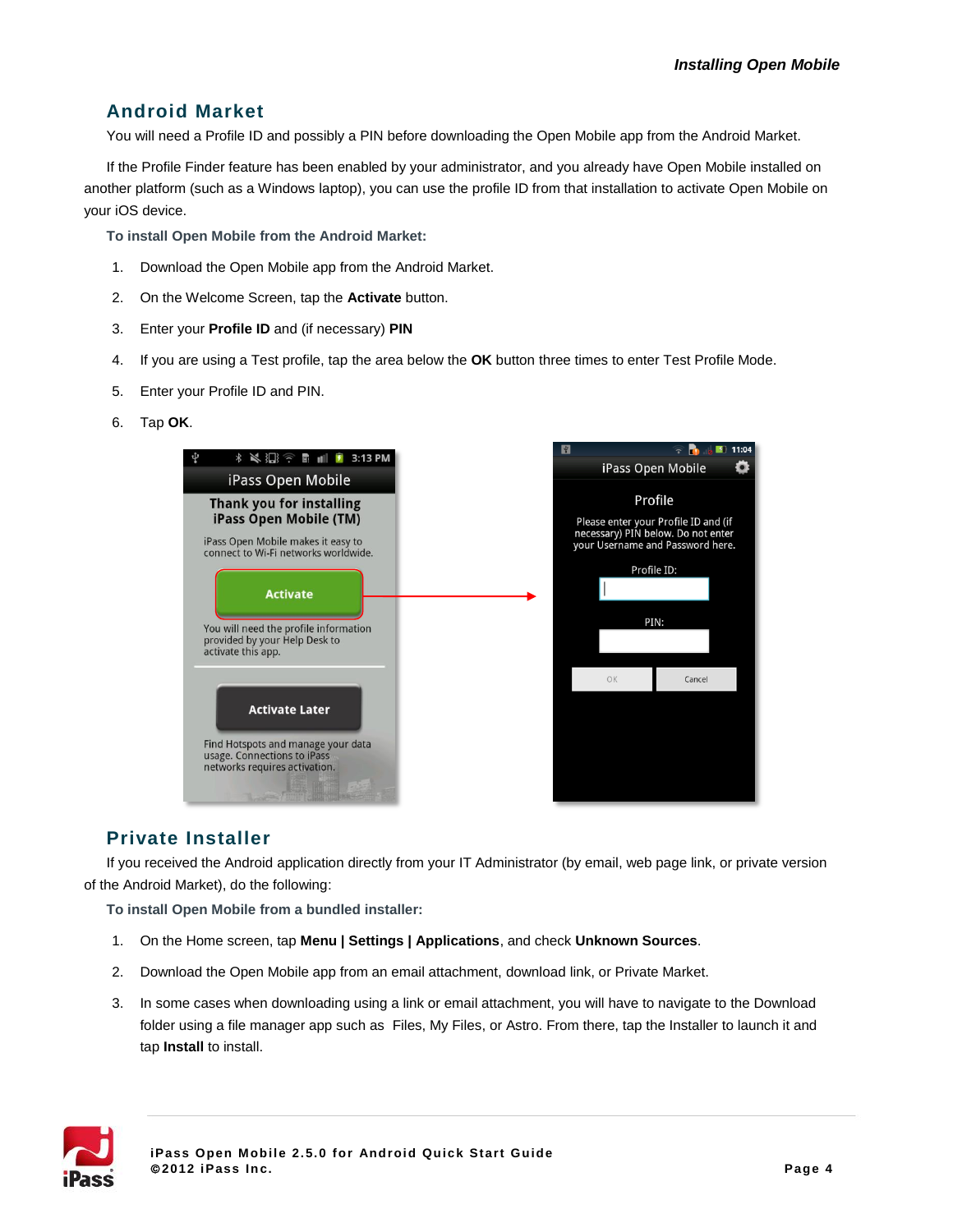## Android Market

You will need a Profile ID and possibly a PIN before downloading the Open Mobile app from the Android Market.

If the Profile Finder feature has been enabled by your administrator, and you already have Open Mobile installed on another platform (such as a Windows laptop), you can use the profile ID from that installation to activate Open Mobile on your iOS device.

**To install Open Mobile from the Android Market:**

1. Download the Open Mobile app from the Android Market.
2. On the Welcome Screen, tap the **Activate** button.
3. Enter your **Profile ID** and (if necessary) **PIN**
4. If you are using a Test profile, tap the area below the **OK** button three times to enter Test Profile Mode.
5. Enter your Profile ID and PIN.
6. Tap **OK**.

## Private Installer

If you received the Android application directly from your IT Administrator (by email, web page link, or private version of the Android Market), do the following:

**To install Open Mobile from a bundled installer:**

1. On the Home screen, tap **Menu | Settings | Applications**, and check **Unknown Sources**.
2. Download the Open Mobile app from an email attachment, download link, or Private Market.
3. In some cases when downloading using a link or email attachment, you will have to navigate to the Download folder using a file manager app such as Files, My Files, or Astro. From there, tap the Installer to launch it and tap **Install** to install.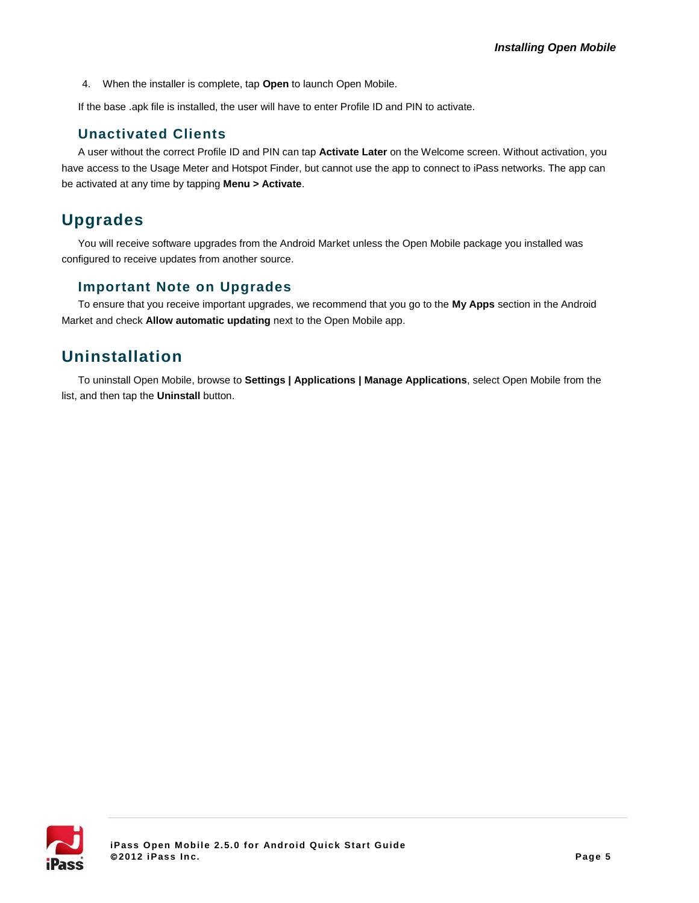4. When the installer is complete, tap **Open** to launch Open Mobile.

If the base .apk file is installed, the user will have to enter Profile ID and PIN to activate.

### Unactivated Clients

A user without the correct Profile ID and PIN can tap **Activate Later** on the Welcome screen. Without activation, you have access to the Usage Meter and Hotspot Finder, but cannot use the app to connect to iPass networks. The app can be activated at any time by tapping **Menu > Activate**.

## Upgrades

You will receive software upgrades from the Android Market unless the Open Mobile package you installed was configured to receive updates from another source.

### Important Note on Upgrades

To ensure that you receive important upgrades, we recommend that you go to the **My Apps** section in the Android Market and check **Allow automatic updating** next to the Open Mobile app.

## Uninstallation

To uninstall Open Mobile, browse to **Settings | Applications | Manage Applications**, select Open Mobile from the list, and then tap the **Uninstall** button.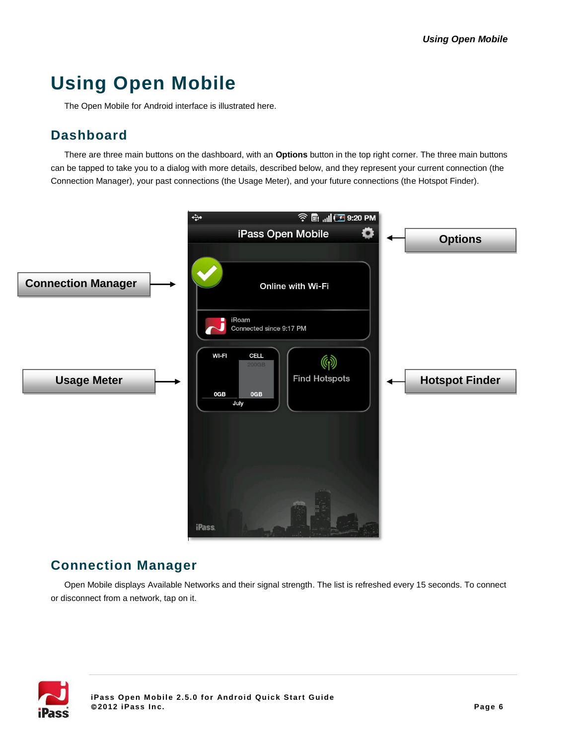# Using Open Mobile

The Open Mobile for Android interface is illustrated here.

## Dashboard

There are three main buttons on the dashboard, with an **Options** button in the top right corner. The three main buttons can be tapped to take you to a dialog with more details, described below, and they represent your current connection (the Connection Manager), your past connections (the Usage Meter), and your future connections (the Hotspot Finder).

## Connection Manager

Open Mobile displays Available Networks and their signal strength. The list is refreshed every 15 seconds. To connect or disconnect from a network, tap on it.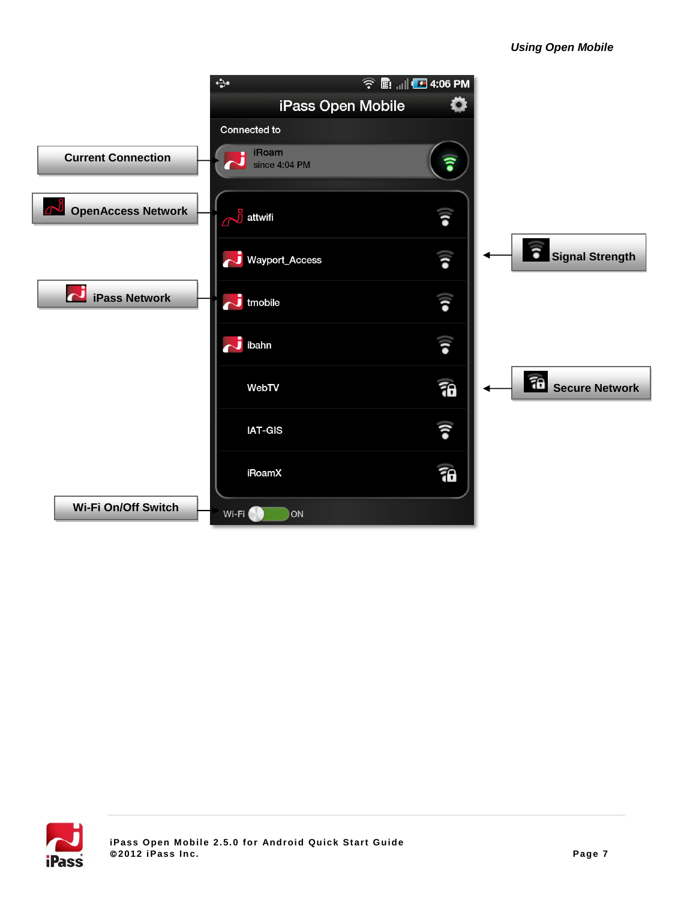Current Connection

OpenAccess Network

iPass Network

Wi-Fi On/Off Switch

Signal Strength

Secure Network

iPass Open Mobile

Connected to

iRoam
since 4:04 PM

attwifi

Wayport_Access

tmobile

ibahn

WebTV

IAT-GIS

iRoamX

Wi-Fi ON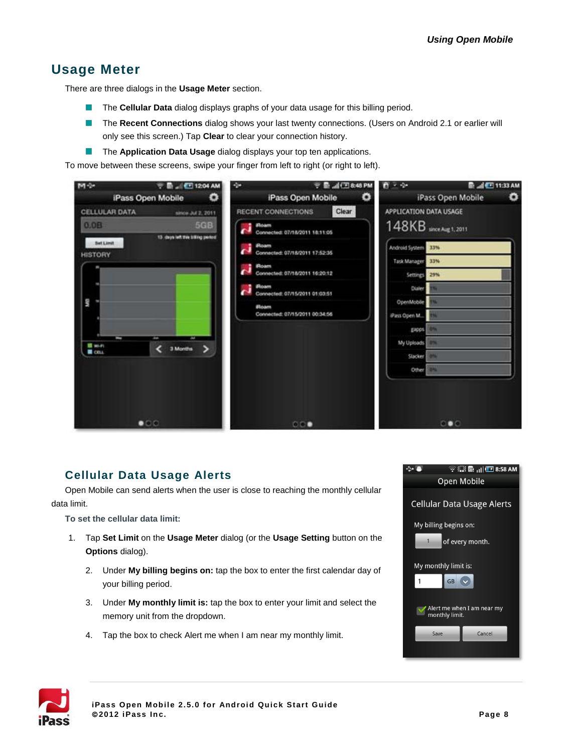## Usage Meter

There are three dialogs in the **Usage Meter** section.

- The **Cellular Data** dialog displays graphs of your data usage for this billing period.
- The **Recent Connections** dialog shows your last twenty connections. (Users on Android 2.1 or earlier will only see this screen.) Tap **Clear** to clear your connection history.
- The **Application Data Usage** dialog displays your top ten applications.

To move between these screens, swipe your finger from left to right (or right to left).

### Cellular Data Usage Alerts

Open Mobile can send alerts when the user is close to reaching the monthly cellular data limit.

**To set the cellular data limit:**

1. Tap **Set Limit** on the **Usage Meter** dialog (or the **Usage Setting** button on the **Options** dialog).
2. Under **My billing begins on:** tap the box to enter the first calendar day of your billing period.
3. Under **My monthly limit is:** tap the box to enter your limit and select the memory unit from the dropdown.
4. Tap the box to check Alert me when I am near my monthly limit.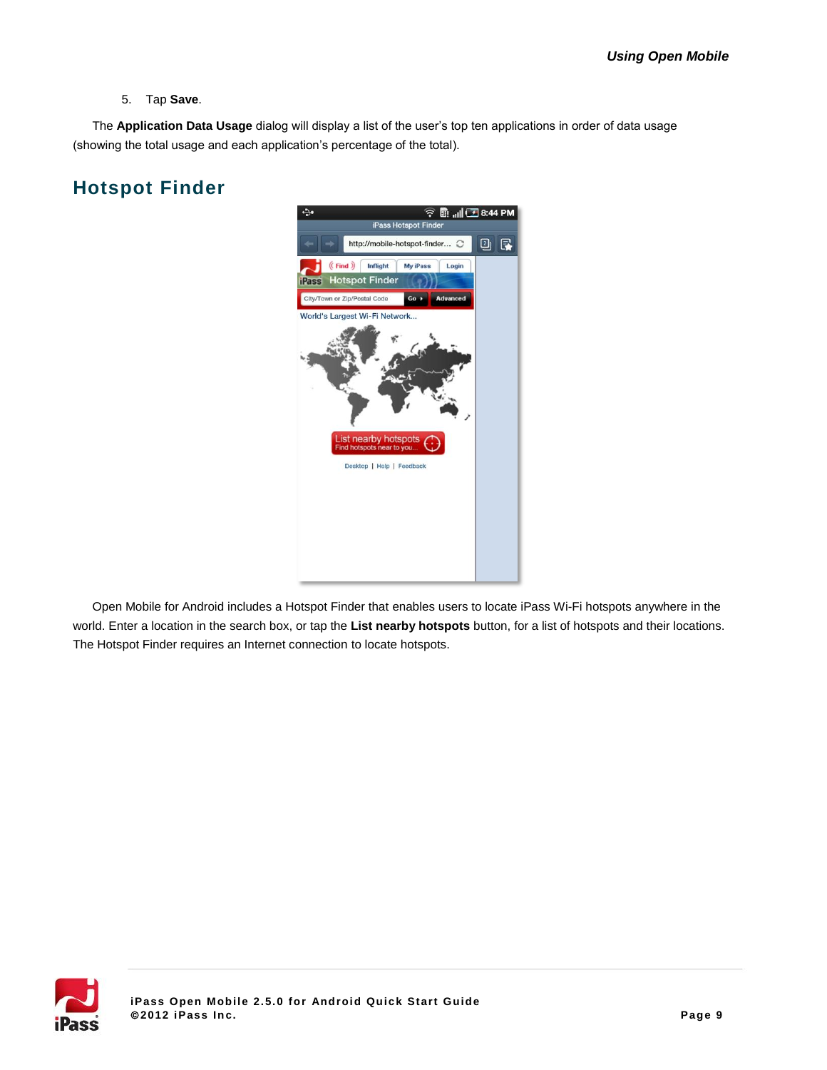5. Tap **Save**.

The **Application Data Usage** dialog will display a list of the user's top ten applications in order of data usage (showing the total usage and each application's percentage of the total).

## Hotspot Finder

Open Mobile for Android includes a Hotspot Finder that enables users to locate iPass Wi-Fi hotspots anywhere in the world. Enter a location in the search box, or tap the **List nearby hotspots** button, for a list of hotspots and their locations. The Hotspot Finder requires an Internet connection to locate hotspots.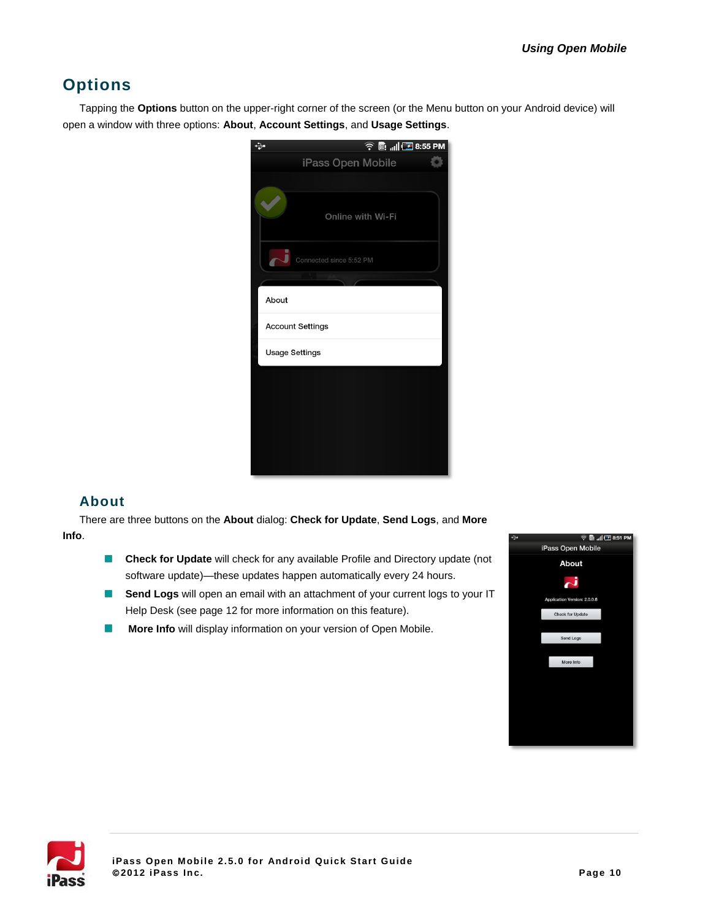## Options

Tapping the **Options** button on the upper-right corner of the screen (or the Menu button on your Android device) will open a window with three options: **About**, **Account Settings**, and **Usage Settings**.

### About

There are three buttons on the **About** dialog: **Check for Update**, **Send Logs**, and **More Info**.

- **Check for Update** will check for any available Profile and Directory update (not software update)—these updates happen automatically every 24 hours.
- **Send Logs** will open an email with an attachment of your current logs to your IT Help Desk (see page 12 for more information on this feature).
- **More Info** will display information on your version of Open Mobile.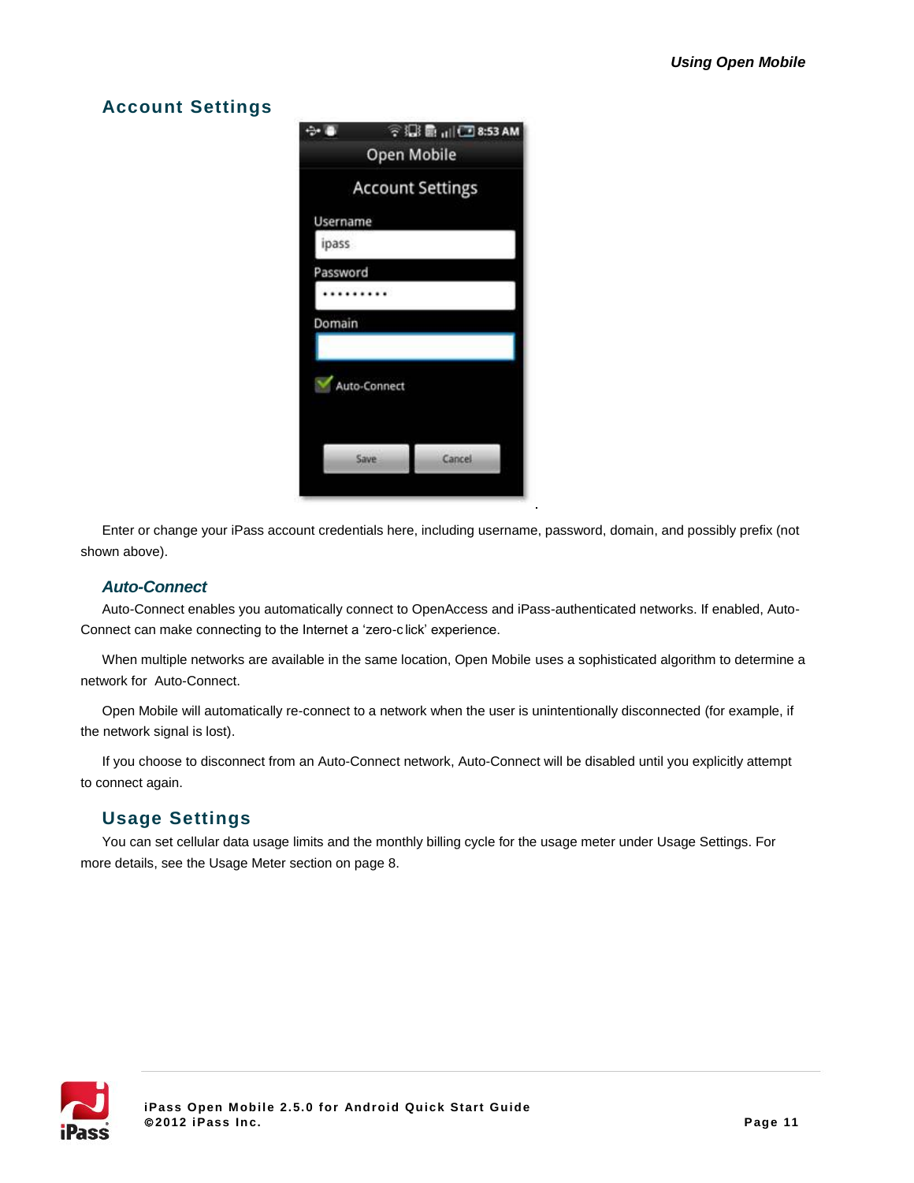## Account Settings

Enter or change your iPass account credentials here, including username, password, domain, and possibly prefix (not shown above).

### *Auto-Connect*

Auto-Connect enables you automatically connect to OpenAccess and iPass-authenticated networks. If enabled, Auto-Connect can make connecting to the Internet a 'zero-click' experience.

When multiple networks are available in the same location, Open Mobile uses a sophisticated algorithm to determine a network for Auto-Connect.

Open Mobile will automatically re-connect to a network when the user is unintentionally disconnected (for example, if the network signal is lost).

If you choose to disconnect from an Auto-Connect network, Auto-Connect will be disabled until you explicitly attempt to connect again.

## Usage Settings

You can set cellular data usage limits and the monthly billing cycle for the usage meter under Usage Settings. For more details, see the Usage Meter section on page 8.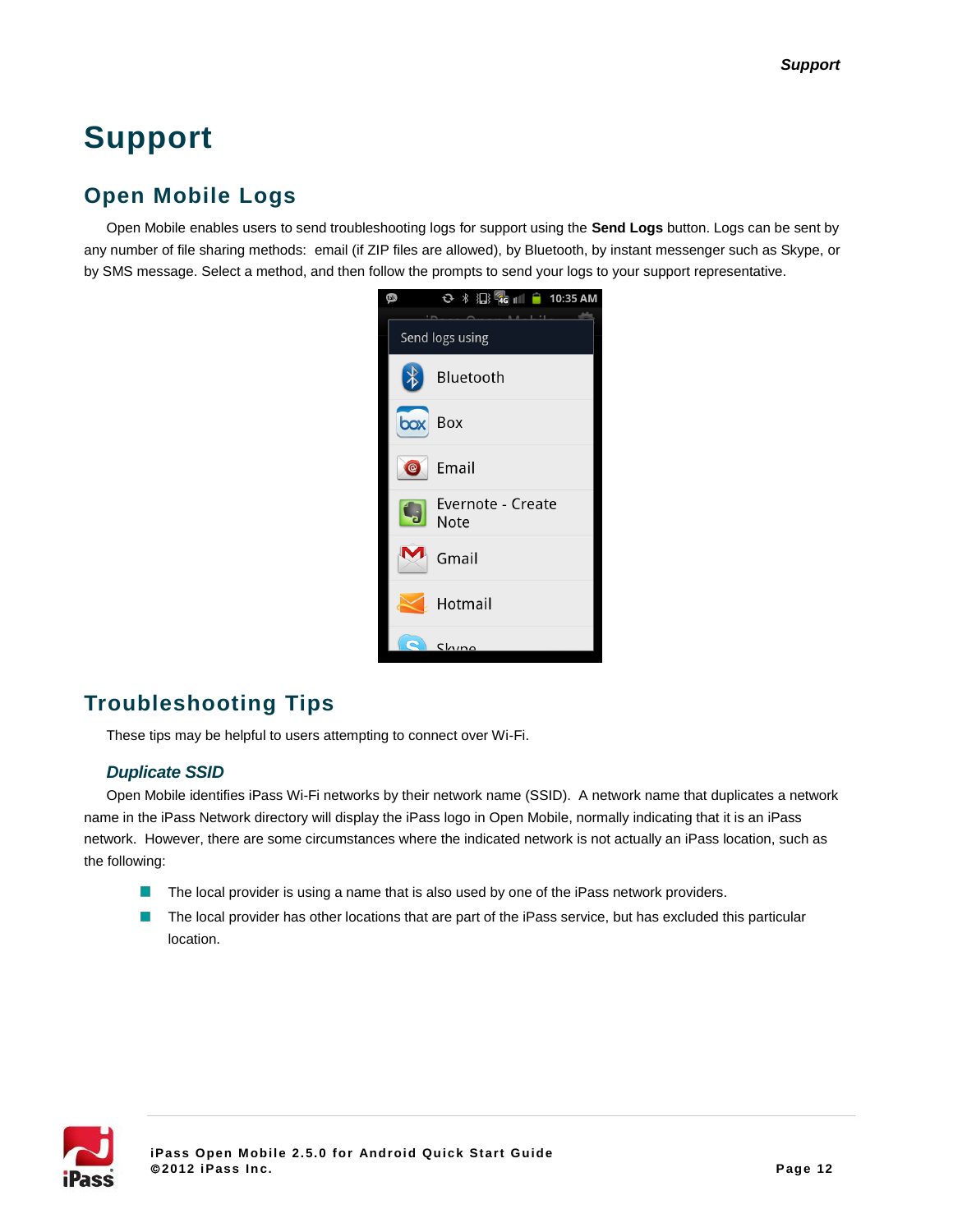# Support

## Open Mobile Logs

Open Mobile enables users to send troubleshooting logs for support using the **Send Logs** button. Logs can be sent by any number of file sharing methods: email (if ZIP files are allowed), by Bluetooth, by instant messenger such as Skype, or by SMS message. Select a method, and then follow the prompts to send your logs to your support representative.

## Troubleshooting Tips

These tips may be helpful to users attempting to connect over Wi-Fi.

### *Duplicate SSID*

Open Mobile identifies iPass Wi-Fi networks by their network name (SSID). A network name that duplicates a network name in the iPass Network directory will display the iPass logo in Open Mobile, normally indicating that it is an iPass network. However, there are some circumstances where the indicated network is not actually an iPass location, such as the following:

- The local provider is using a name that is also used by one of the iPass network providers.
- The local provider has other locations that are part of the iPass service, but has excluded this particular location.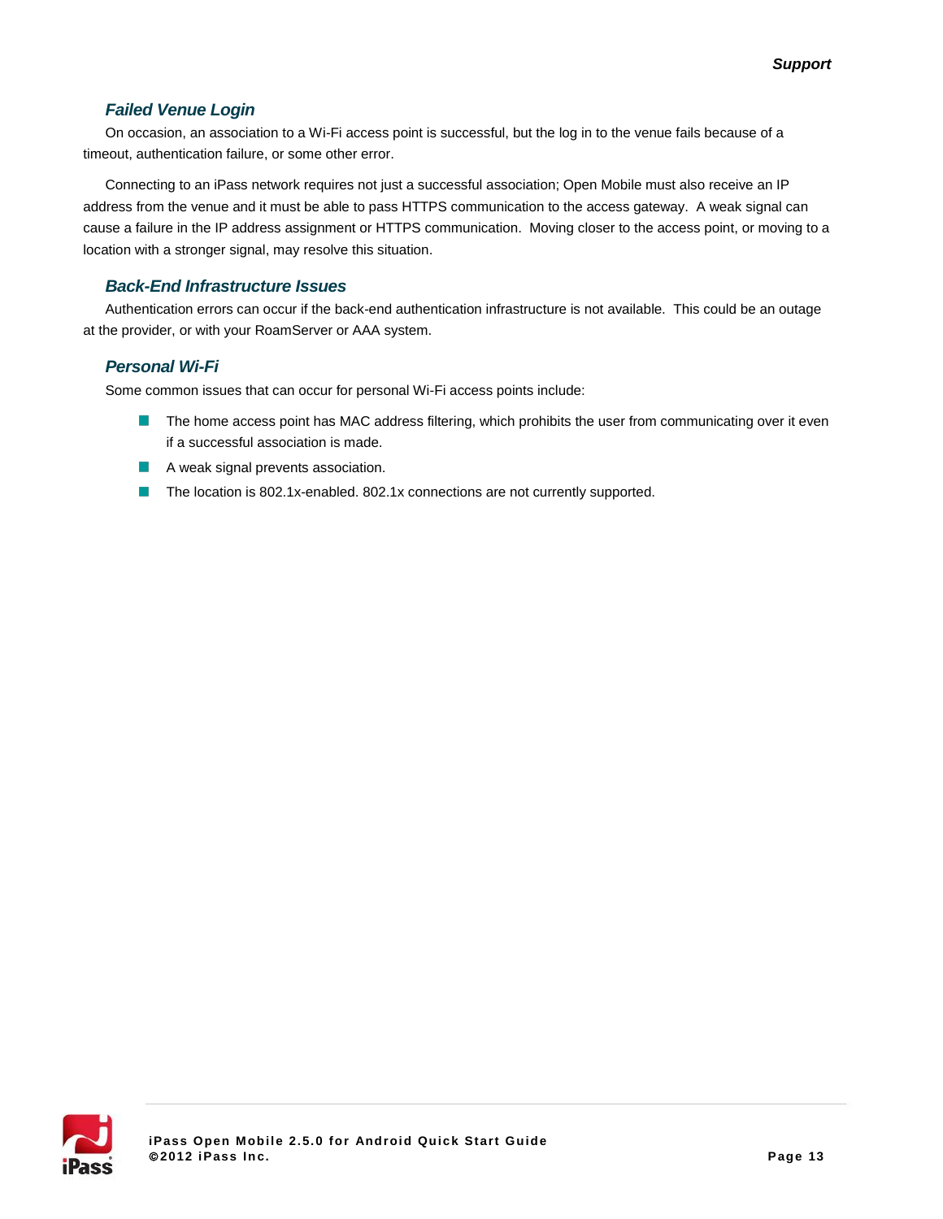### *Failed Venue Login*

On occasion, an association to a Wi-Fi access point is successful, but the log in to the venue fails because of a timeout, authentication failure, or some other error.

Connecting to an iPass network requires not just a successful association; Open Mobile must also receive an IP address from the venue and it must be able to pass HTTPS communication to the access gateway. A weak signal can cause a failure in the IP address assignment or HTTPS communication. Moving closer to the access point, or moving to a location with a stronger signal, may resolve this situation.

### *Back-End Infrastructure Issues*

Authentication errors can occur if the back-end authentication infrastructure is not available. This could be an outage at the provider, or with your RoamServer or AAA system.

### *Personal Wi-Fi*

Some common issues that can occur for personal Wi-Fi access points include:

- The home access point has MAC address filtering, which prohibits the user from communicating over it even if a successful association is made.
- A weak signal prevents association.
- The location is 802.1x-enabled. 802.1x connections are not currently supported.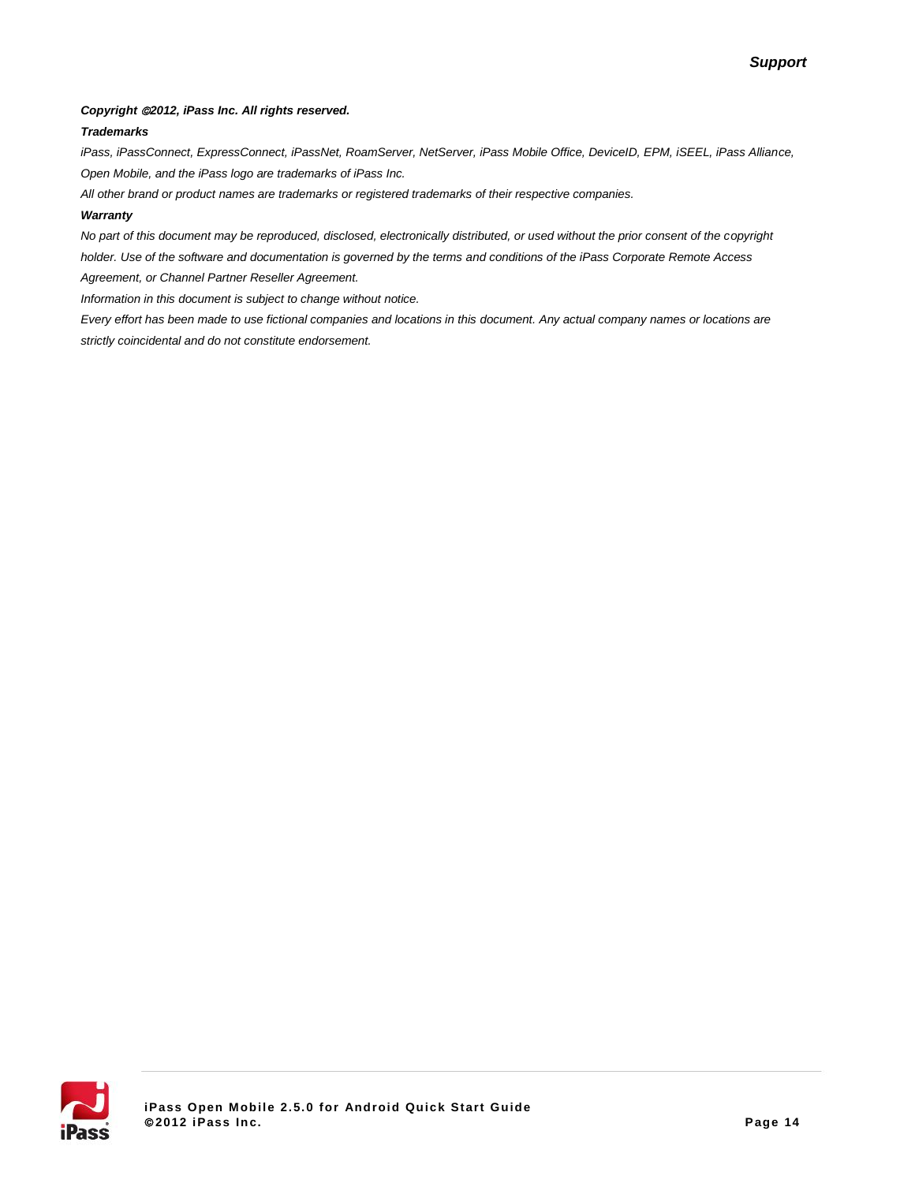***Copyright ©2012, iPass Inc. All rights reserved.***

***Trademarks***

*iPass, iPassConnect, ExpressConnect, iPassNet, RoamServer, NetServer, iPass Mobile Office, DeviceID, EPM, iSEEL, iPass Alliance, Open Mobile, and the iPass logo are trademarks of iPass Inc.*

*All other brand or product names are trademarks or registered trademarks of their respective companies.*

***Warranty***

*No part of this document may be reproduced, disclosed, electronically distributed, or used without the prior consent of the copyright holder. Use of the software and documentation is governed by the terms and conditions of the iPass Corporate Remote Access Agreement, or Channel Partner Reseller Agreement.*

*Information in this document is subject to change without notice.*

*Every effort has been made to use fictional companies and locations in this document. Any actual company names or locations are strictly coincidental and do not constitute endorsement.*